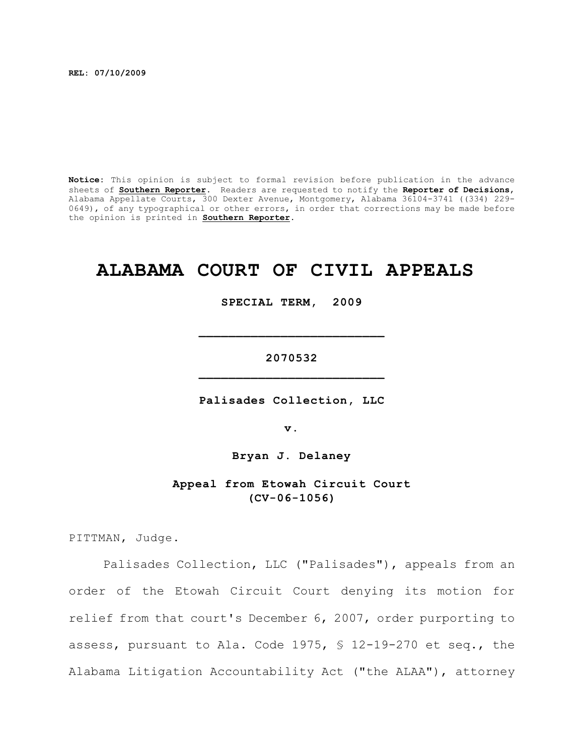**REL: 07/10/2009**

**Notice:** This opinion is subject to formal revision before publication in the advance sheets of **Southern Reporter**. Readers are requested to notify the **Reporter of Decisions**, Alabama Appellate Courts, 300 Dexter Avenue, Montgomery, Alabama 36104-3741 ((334) 229-0649), of any typographical or other errors, in order that corrections may be made before the opinion is printed in **Southern Reporter**.

# ALABAMA COURT OF CIVIL APPEALS

**SPECIAL TERM, 2009**

---

**2070532**

---

**Palisades Collection, LLC**

**v.**

**Bryan J. Delaney**

**Appeal from Etowah Circuit Court (CV-06-1056)**

PITTMAN, Judge.

Palisades Collection, LLC ("Palisades"), appeals from an order of the Etowah Circuit Court denying its motion for relief from that court's December 6, 2007, order purporting to assess, pursuant to Ala. Code 1975, § 12-19-270 et seq., the Alabama Litigation Accountability Act ("the ALAA"), attorney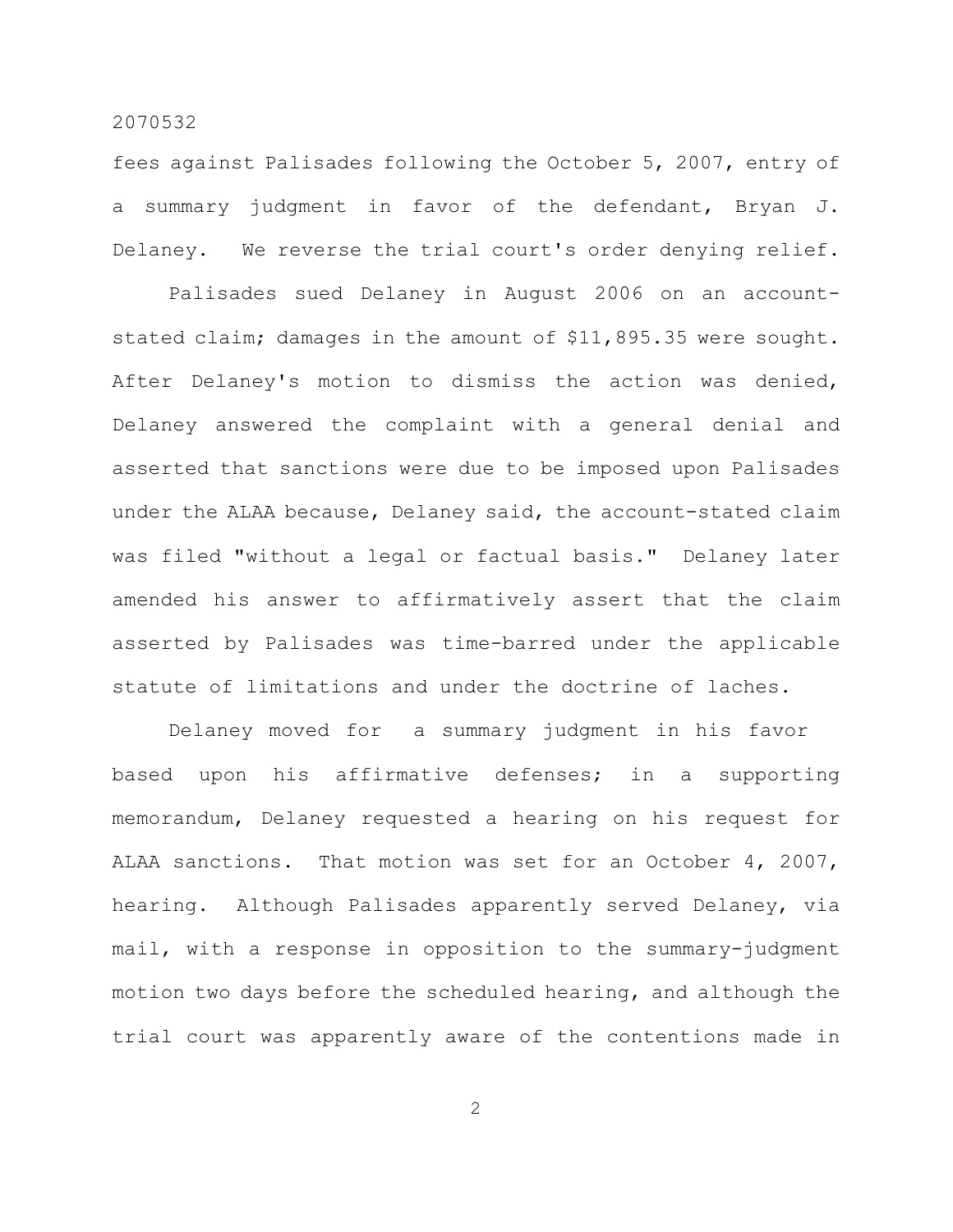fees against Palisades following the October 5, 2007, entry of a summary judgment in favor of the defendant, Bryan J. Delaney. We reverse the trial court's order denying relief.

Palisades sued Delaney in August 2006 on an account-stated claim; damages in the amount of $11,895.35 were sought. After Delaney's motion to dismiss the action was denied, Delaney answered the complaint with a general denial and asserted that sanctions were due to be imposed upon Palisades under the ALAA because, Delaney said, the account-stated claim was filed "without a legal or factual basis." Delaney later amended his answer to affirmatively assert that the claim asserted by Palisades was time-barred under the applicable statute of limitations and under the doctrine of laches.

Delaney moved for a summary judgment in his favor based upon his affirmative defenses; in a supporting memorandum, Delaney requested a hearing on his request for ALAA sanctions. That motion was set for an October 4, 2007, hearing. Although Palisades apparently served Delaney, via mail, with a response in opposition to the summary-judgment motion two days before the scheduled hearing, and although the trial court was apparently aware of the contentions made in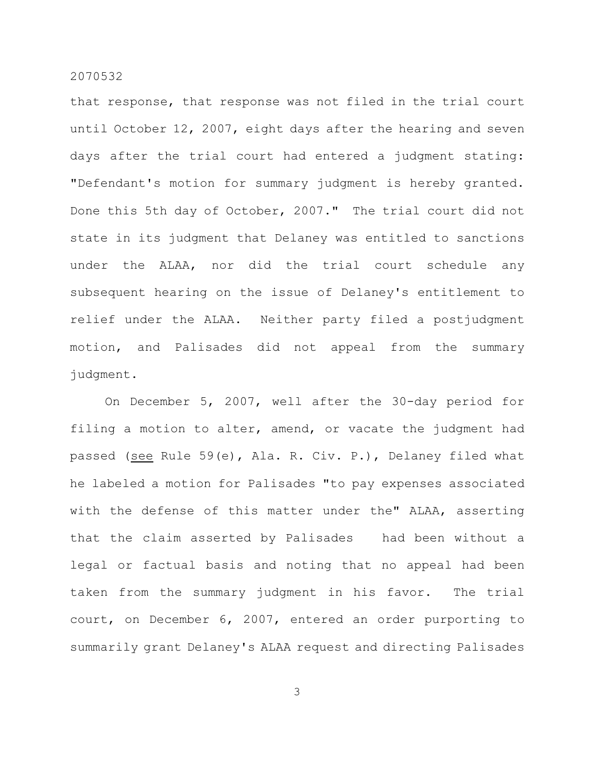that response, that response was not filed in the trial court until October 12, 2007, eight days after the hearing and seven days after the trial court had entered a judgment stating: "Defendant's motion for summary judgment is hereby granted. Done this 5th day of October, 2007." The trial court did not state in its judgment that Delaney was entitled to sanctions under the ALAA, nor did the trial court schedule any subsequent hearing on the issue of Delaney's entitlement to relief under the ALAA. Neither party filed a postjudgment motion, and Palisades did not appeal from the summary judgment.

On December 5, 2007, well after the 30-day period for filing a motion to alter, amend, or vacate the judgment had passed (see Rule 59(e), Ala. R. Civ. P.), Delaney filed what he labeled a motion for Palisades "to pay expenses associated with the defense of this matter under the" ALAA, asserting that the claim asserted by Palisades had been without a legal or factual basis and noting that no appeal had been taken from the summary judgment in his favor. The trial court, on December 6, 2007, entered an order purporting to summarily grant Delaney's ALAA request and directing Palisades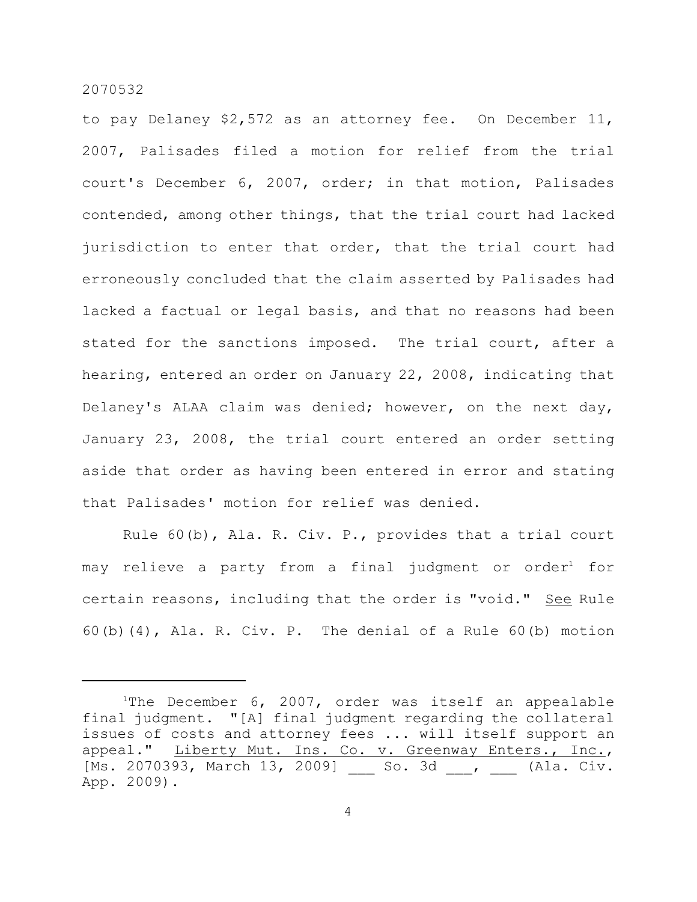to pay Delaney $2,572 as an attorney fee. On December 11, 2007, Palisades filed a motion for relief from the trial court's December 6, 2007, order; in that motion, Palisades contended, among other things, that the trial court had lacked jurisdiction to enter that order, that the trial court had erroneously concluded that the claim asserted by Palisades had lacked a factual or legal basis, and that no reasons had been stated for the sanctions imposed. The trial court, after a hearing, entered an order on January 22, 2008, indicating that Delaney's ALAA claim was denied; however, on the next day, January 23, 2008, the trial court entered an order setting aside that order as having been entered in error and stating that Palisades' motion for relief was denied.

Rule 60(b), Ala. R. Civ. P., provides that a trial court may relieve a party from a final judgment or order[1] for certain reasons, including that the order is "void." See Rule 60(b)(4), Ala. R. Civ. P. The denial of a Rule 60(b) motion

---

[1]The December 6, 2007, order was itself an appealable final judgment. "[A] final judgment regarding the collateral issues of costs and attorney fees ... will itself support an appeal." Liberty Mut. Ins. Co. v. Greenway Enters., Inc., [Ms. 2070393, March 13, 2009] ___ So. 3d ___, ___ (Ala. Civ. App. 2009).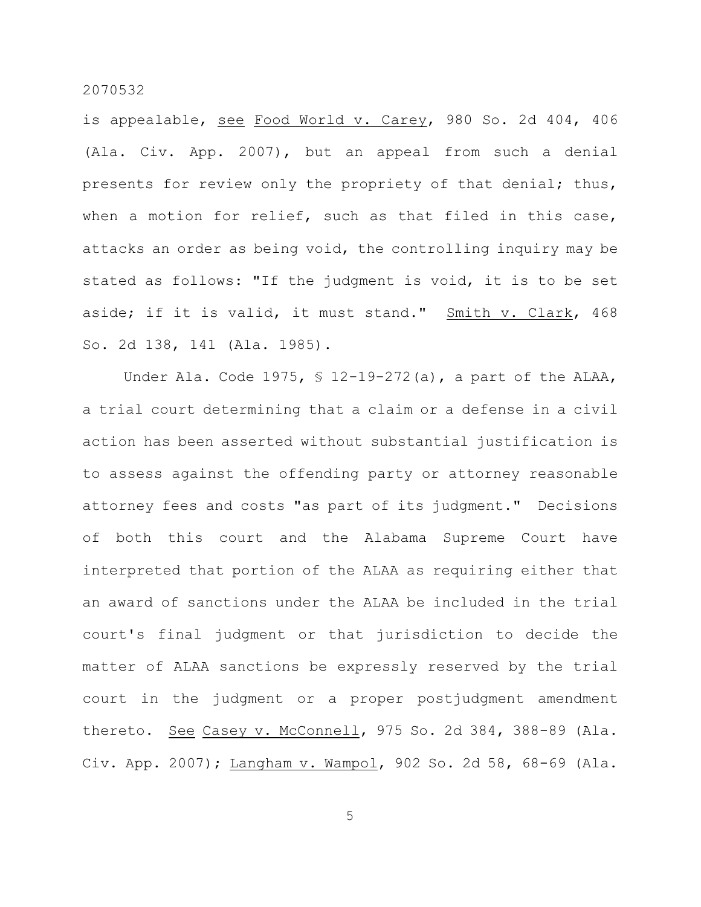is appealable, see Food World v. Carey, 980 So. 2d 404, 406 (Ala. Civ. App. 2007), but an appeal from such a denial presents for review only the propriety of that denial; thus, when a motion for relief, such as that filed in this case, attacks an order as being void, the controlling inquiry may be stated as follows: "If the judgment is void, it is to be set aside; if it is valid, it must stand." Smith v. Clark, 468 So. 2d 138, 141 (Ala. 1985).

Under Ala. Code 1975, § 12-19-272(a), a part of the ALAA, a trial court determining that a claim or a defense in a civil action has been asserted without substantial justification is to assess against the offending party or attorney reasonable attorney fees and costs "as part of its judgment." Decisions of both this court and the Alabama Supreme Court have interpreted that portion of the ALAA as requiring either that an award of sanctions under the ALAA be included in the trial court's final judgment or that jurisdiction to decide the matter of ALAA sanctions be expressly reserved by the trial court in the judgment or a proper postjudgment amendment thereto. See Casey v. McConnell, 975 So. 2d 384, 388-89 (Ala. Civ. App. 2007); Langham v. Wampol, 902 So. 2d 58, 68-69 (Ala.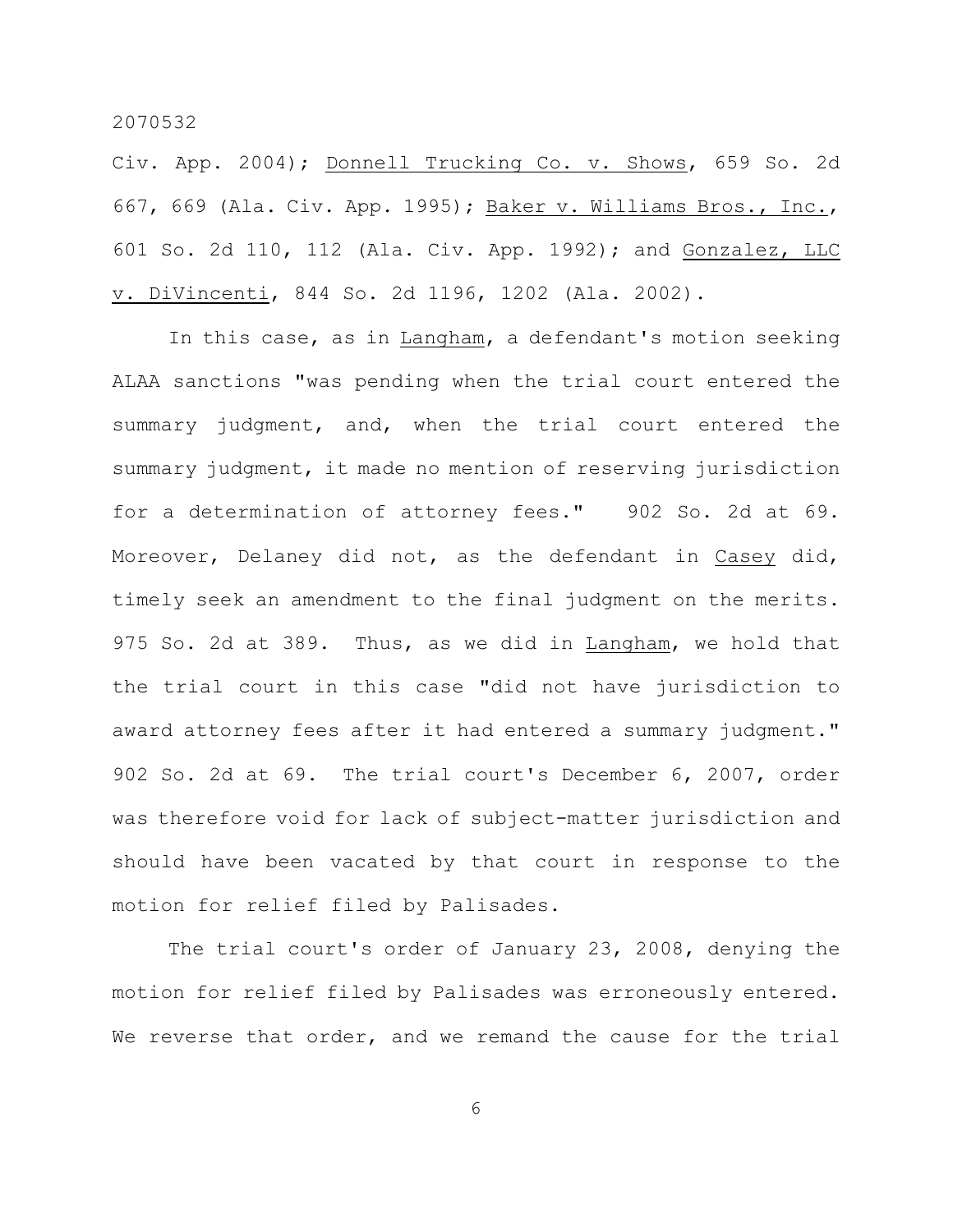Civ. App. 2004); Donnell Trucking Co. v. Shows, 659 So. 2d 667, 669 (Ala. Civ. App. 1995); Baker v. Williams Bros., Inc., 601 So. 2d 110, 112 (Ala. Civ. App. 1992); and Gonzalez, LLC v. DiVincenti, 844 So. 2d 1196, 1202 (Ala. 2002).

In this case, as in Langham, a defendant's motion seeking ALAA sanctions "was pending when the trial court entered the summary judgment, and, when the trial court entered the summary judgment, it made no mention of reserving jurisdiction for a determination of attorney fees." 902 So. 2d at 69. Moreover, Delaney did not, as the defendant in Casey did, timely seek an amendment to the final judgment on the merits. 975 So. 2d at 389. Thus, as we did in Langham, we hold that the trial court in this case "did not have jurisdiction to award attorney fees after it had entered a summary judgment." 902 So. 2d at 69. The trial court's December 6, 2007, order was therefore void for lack of subject-matter jurisdiction and should have been vacated by that court in response to the motion for relief filed by Palisades.

The trial court's order of January 23, 2008, denying the motion for relief filed by Palisades was erroneously entered. We reverse that order, and we remand the cause for the trial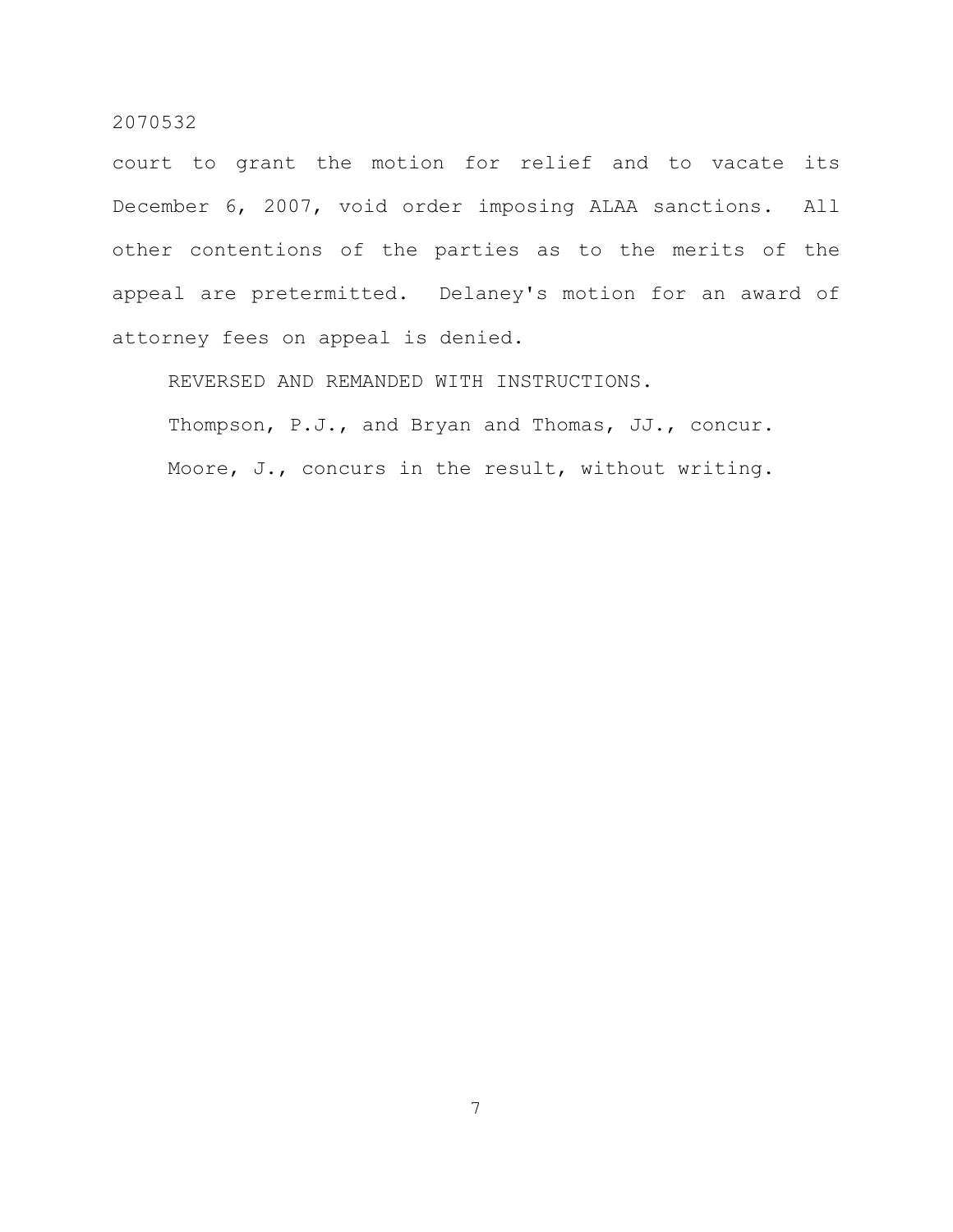court to grant the motion for relief and to vacate its December 6, 2007, void order imposing ALAA sanctions. All other contentions of the parties as to the merits of the appeal are pretermitted. Delaney's motion for an award of attorney fees on appeal is denied.

REVERSED AND REMANDED WITH INSTRUCTIONS.

Thompson, P.J., and Bryan and Thomas, JJ., concur.

Moore, J., concurs in the result, without writing.